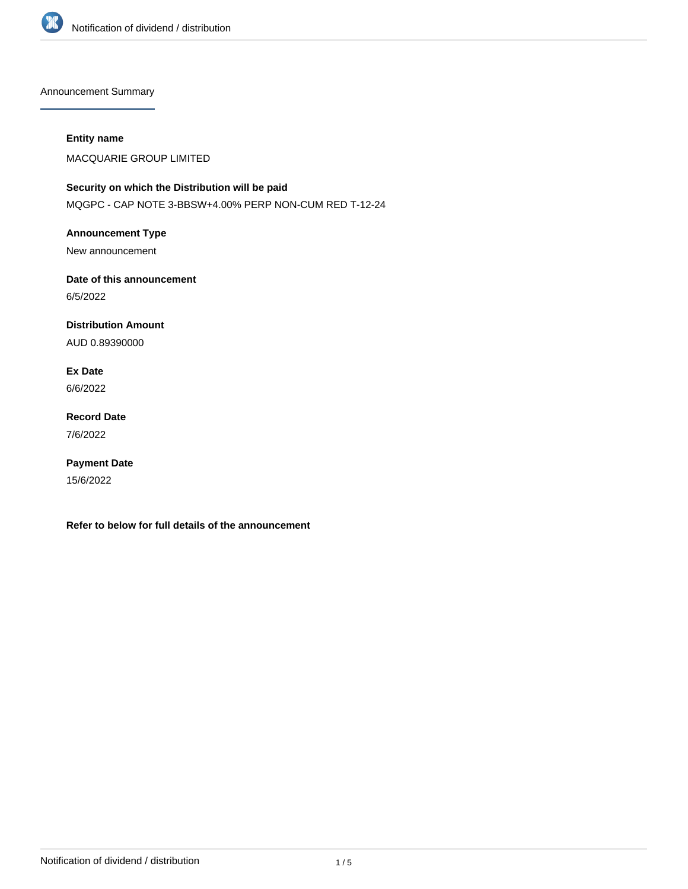## Announcement Summary

**Entity name**

MACQUARIE GROUP LIMITED

**Security on which the Distribution will be paid**

MQGPC - CAP NOTE 3-BBSW+4.00% PERP NON-CUM RED T-12-24

**Announcement Type**

New announcement

**Date of this announcement**

6/5/2022

**Distribution Amount**

AUD 0.89390000

**Ex Date**

6/6/2022

**Record Date**

7/6/2022

**Payment Date**

15/6/2022

**Refer to below for full details of the announcement**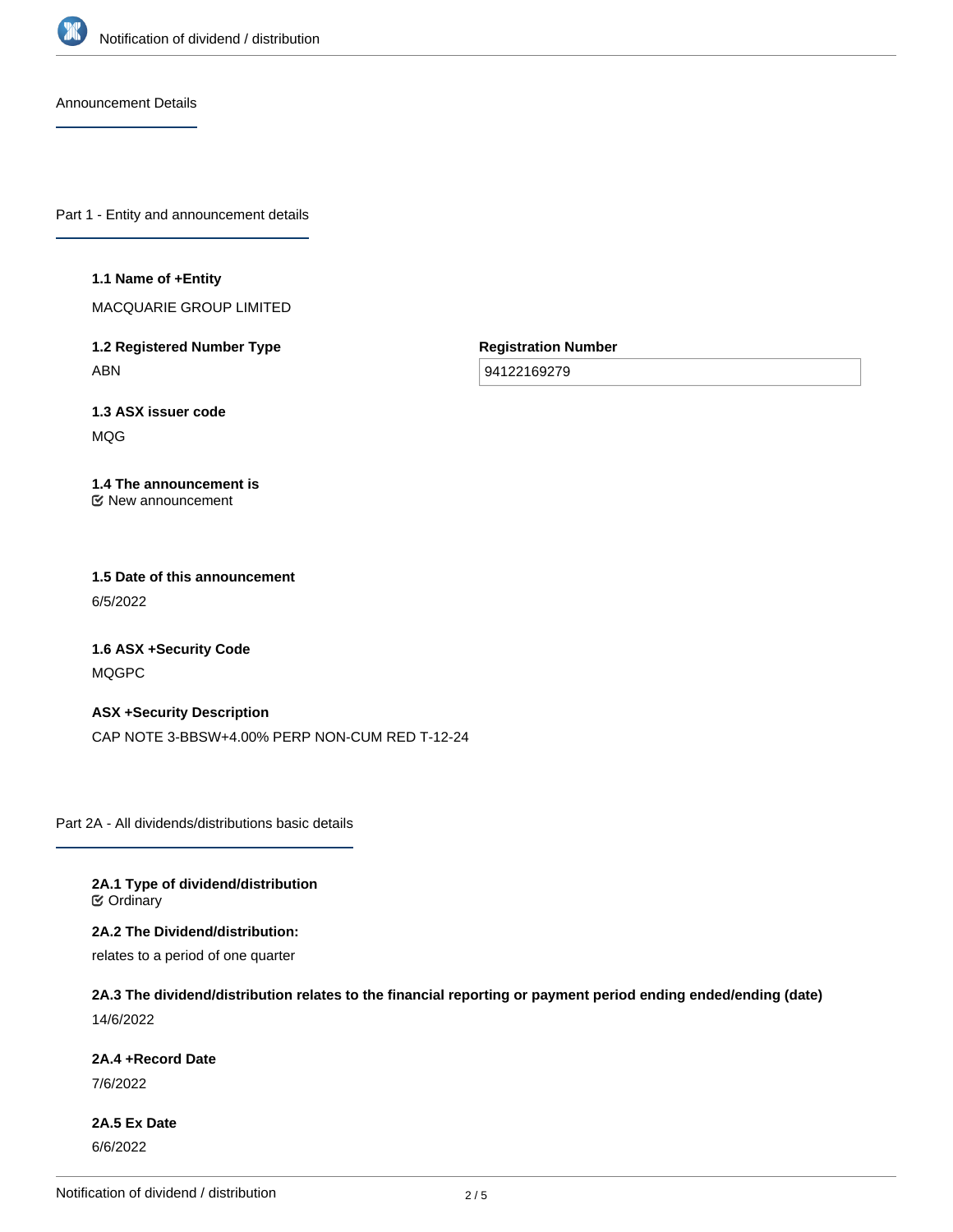## Announcement Details

### Part 1 - Entity and announcement details

**1.1 Name of +Entity**

MACQUARIE GROUP LIMITED

**1.2 Registered Number Type**

ABN

**Registration Number**

94122169279

**1.3 ASX issuer code**

MQG

**1.4 The announcement is**

New announcement

**1.5 Date of this announcement**

6/5/2022

**1.6 ASX +Security Code**

MQGPC

**ASX +Security Description**

CAP NOTE 3-BBSW+4.00% PERP NON-CUM RED T-12-24

### Part 2A - All dividends/distributions basic details

**2A.1 Type of dividend/distribution**

Ordinary

**2A.2 The Dividend/distribution:**

relates to a period of one quarter

**2A.3 The dividend/distribution relates to the financial reporting or payment period ending ended/ending (date)**

14/6/2022

**2A.4 +Record Date**

7/6/2022

**2A.5 Ex Date**

6/6/2022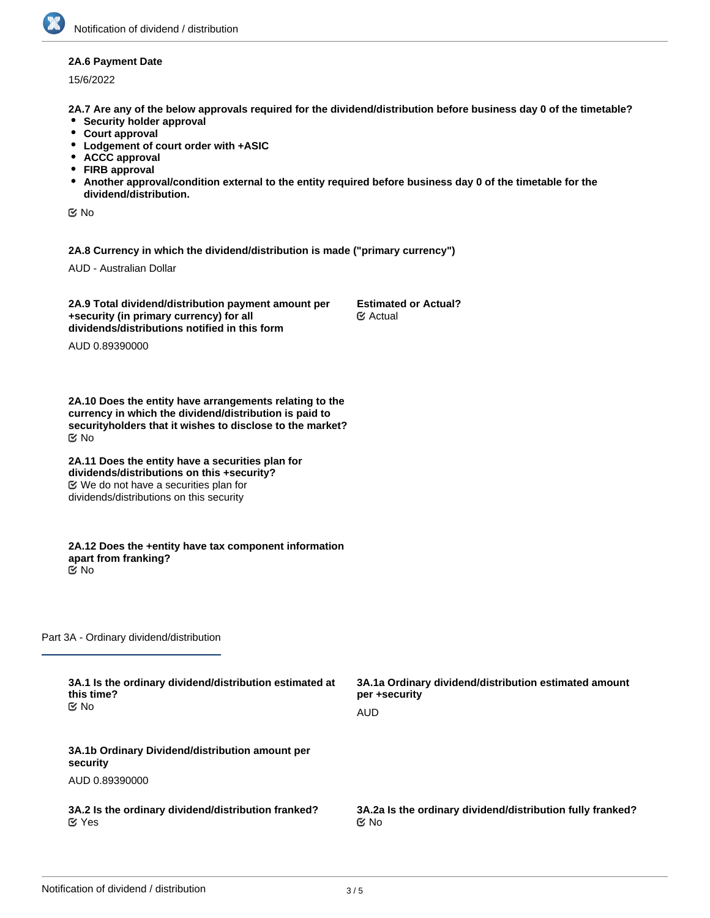**2A.6 Payment Date**

15/6/2022

**2A.7 Are any of the below approvals required for the dividend/distribution before business day 0 of the timetable?**

- **Security holder approval**
- **Court approval**
- **Lodgement of court order with +ASIC**
- **ACCC approval**
- **FIRB approval**
- **Another approval/condition external to the entity required before business day 0 of the timetable for the dividend/distribution.**

No

**2A.8 Currency in which the dividend/distribution is made ("primary currency")**

AUD - Australian Dollar

**2A.9 Total dividend/distribution payment amount per +security (in primary currency) for all dividends/distributions notified in this form**

AUD 0.89390000

**Estimated or Actual?**

Actual

**2A.10 Does the entity have arrangements relating to the currency in which the dividend/distribution is paid to securityholders that it wishes to disclose to the market?**

No

**2A.11 Does the entity have a securities plan for dividends/distributions on this +security?**

We do not have a securities plan for dividends/distributions on this security

**2A.12 Does the +entity have tax component information apart from franking?**

No

## Part 3A - Ordinary dividend/distribution

**3A.1 Is the ordinary dividend/distribution estimated at this time?**

No

**3A.1a Ordinary dividend/distribution estimated amount per +security**

AUD

**3A.1b Ordinary Dividend/distribution amount per security**

AUD 0.89390000

**3A.2 Is the ordinary dividend/distribution franked?**

Yes

**3A.2a Is the ordinary dividend/distribution fully franked?**

No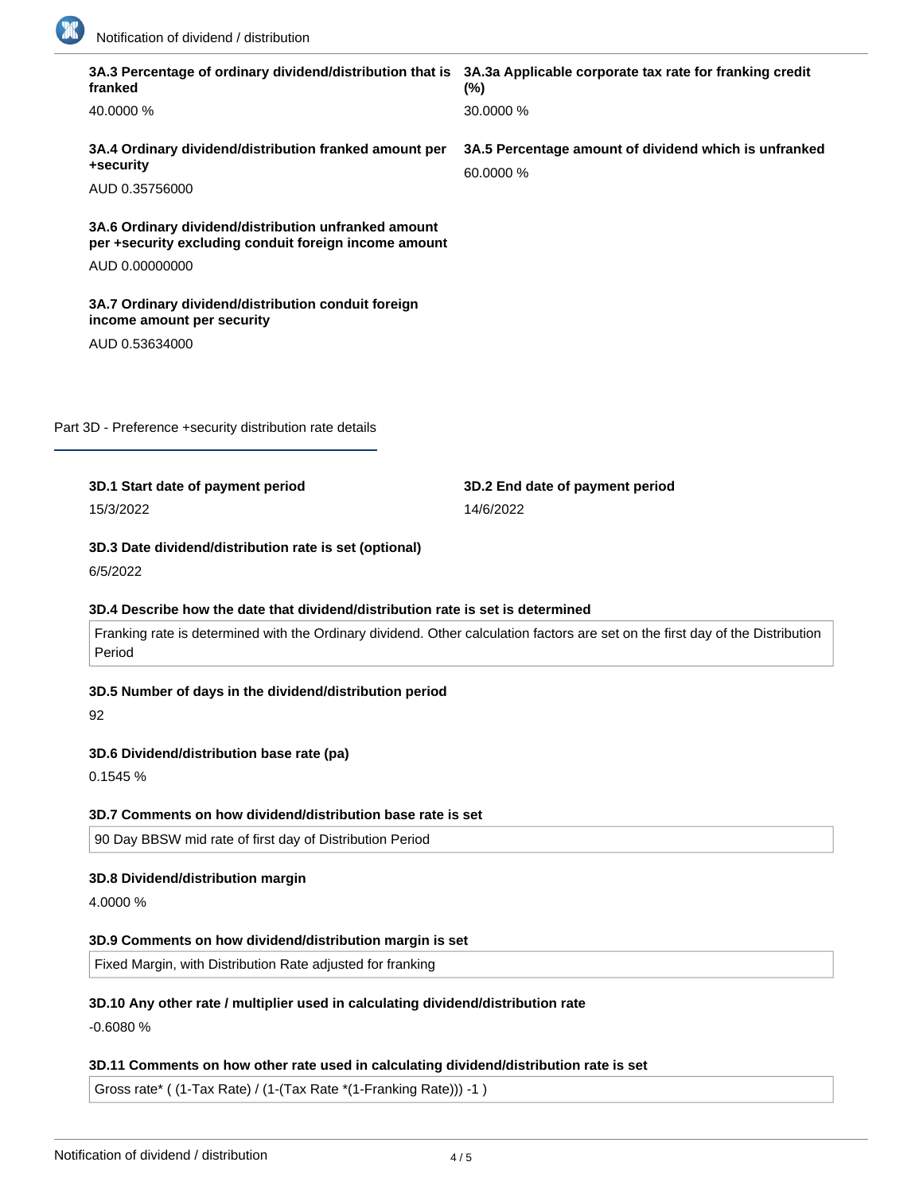**3A.3 Percentage of ordinary dividend/distribution that is franked**

40.0000 %

**3A.3a Applicable corporate tax rate for franking credit (%)**

30.0000 %

**3A.4 Ordinary dividend/distribution franked amount per +security**

AUD 0.35756000

**3A.5 Percentage amount of dividend which is unfranked**

60.0000 %

**3A.6 Ordinary dividend/distribution unfranked amount per +security excluding conduit foreign income amount**

AUD 0.00000000

**3A.7 Ordinary dividend/distribution conduit foreign income amount per security**

AUD 0.53634000

## Part 3D - Preference +security distribution rate details

**3D.1 Start date of payment period**

15/3/2022

**3D.2 End date of payment period**

14/6/2022

**3D.3 Date dividend/distribution rate is set (optional)**

6/5/2022

**3D.4 Describe how the date that dividend/distribution rate is set is determined**

Franking rate is determined with the Ordinary dividend. Other calculation factors are set on the first day of the Distribution Period

**3D.5 Number of days in the dividend/distribution period**

92

**3D.6 Dividend/distribution base rate (pa)**

0.1545 %

**3D.7 Comments on how dividend/distribution base rate is set**

90 Day BBSW mid rate of first day of Distribution Period

**3D.8 Dividend/distribution margin**

4.0000 %

**3D.9 Comments on how dividend/distribution margin is set**

Fixed Margin, with Distribution Rate adjusted for franking

**3D.10 Any other rate / multiplier used in calculating dividend/distribution rate**

-0.6080 %

**3D.11 Comments on how other rate used in calculating dividend/distribution rate is set**

Gross rate* ( (1-Tax Rate) / (1-(Tax Rate *(1-Franking Rate))) -1 )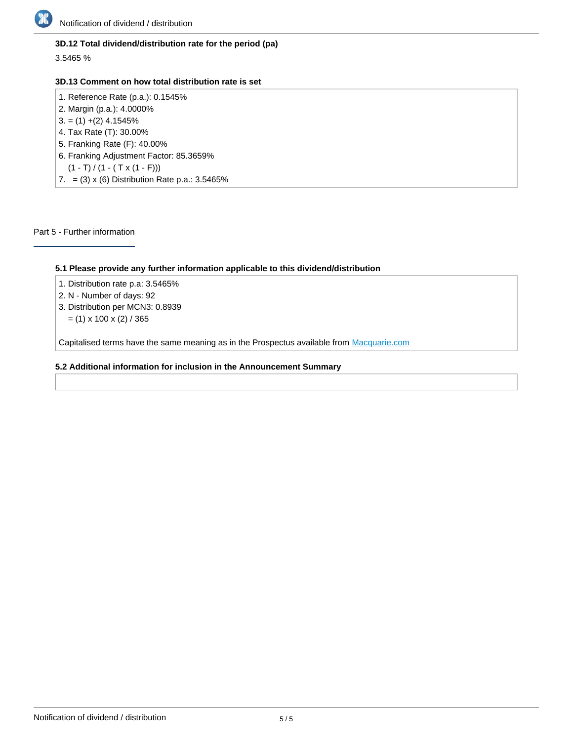### 3D.12 Total dividend/distribution rate for the period (pa)

3.5465 %

### 3D.13 Comment on how total distribution rate is set

1. Reference Rate (p.a.): 0.1545%
2. Margin (p.a.): 4.0000%
3. = (1) +(2) 4.1545%
4. Tax Rate (T): 30.00%
5. Franking Rate (F): 40.00%
6. Franking Adjustment Factor: 85.3659%
   (1 - T) / (1 - ( T x (1 - F)))
7. = (3) x (6) Distribution Rate p.a.: 3.5465%

## Part 5 - Further information

### 5.1 Please provide any further information applicable to this dividend/distribution

1. Distribution rate p.a: 3.5465%
2. N - Number of days: 92
3. Distribution per MCN3: 0.8939
   = (1) x 100 x (2) / 365

Capitalised terms have the same meaning as in the Prospectus available from [Macquarie.com](Macquarie.com)

### 5.2 Additional information for inclusion in the Announcement Summary